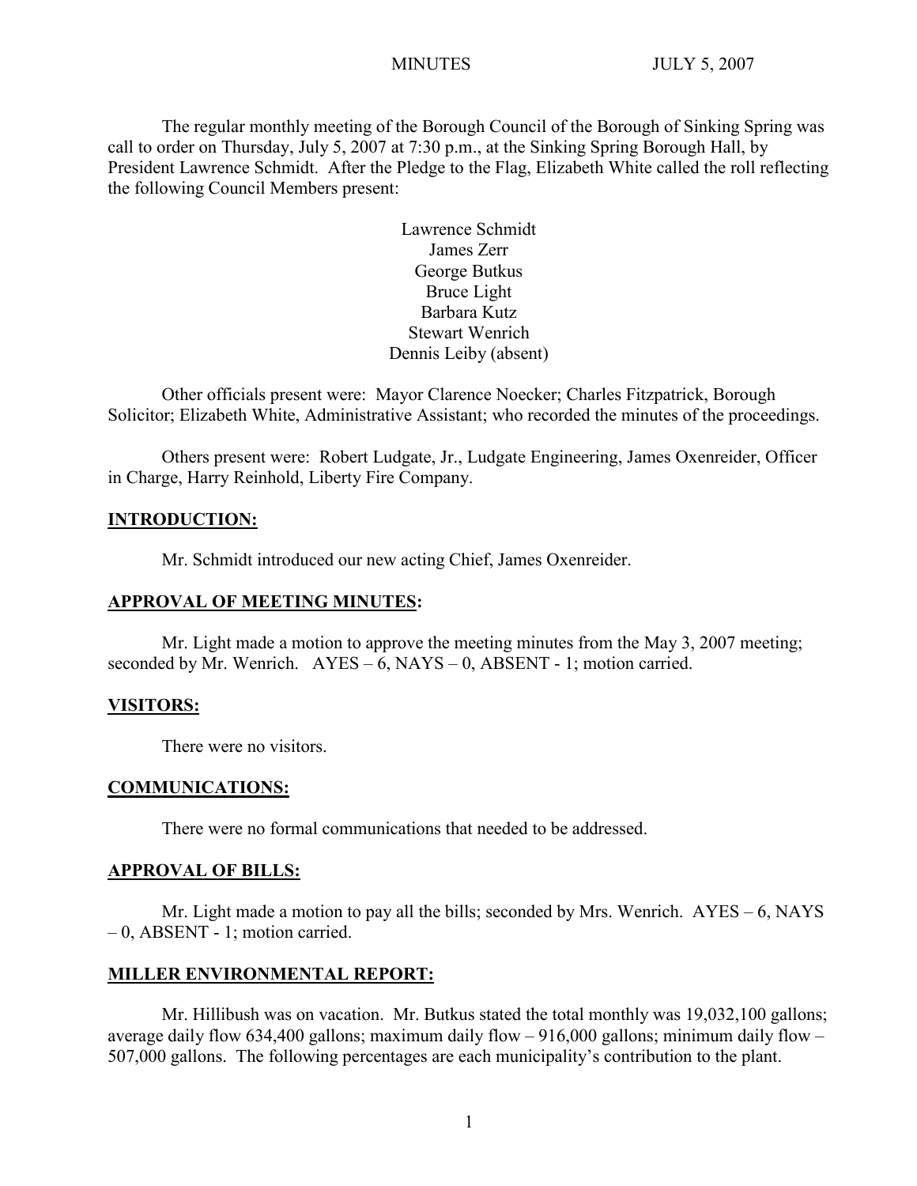MINUTES JULY 5, 2007

The regular monthly meeting of the Borough Council of the Borough of Sinking Spring was call to order on Thursday, July 5, 2007 at 7:30 p.m., at the Sinking Spring Borough Hall, by President Lawrence Schmidt. After the Pledge to the Flag, Elizabeth White called the roll reflecting the following Council Members present:

Lawrence Schmidt
James Zerr
George Butkus
Bruce Light
Barbara Kutz
Stewart Wenrich
Dennis Leiby (absent)

Other officials present were: Mayor Clarence Noecker; Charles Fitzpatrick, Borough Solicitor; Elizabeth White, Administrative Assistant; who recorded the minutes of the proceedings.

Others present were: Robert Ludgate, Jr., Ludgate Engineering, James Oxenreider, Officer in Charge, Harry Reinhold, Liberty Fire Company.

**INTRODUCTION:**

Mr. Schmidt introduced our new acting Chief, James Oxenreider.

**APPROVAL OF MEETING MINUTES:**

Mr. Light made a motion to approve the meeting minutes from the May 3, 2007 meeting; seconded by Mr. Wenrich. AYES – 6, NAYS – 0, ABSENT - 1; motion carried.

**VISITORS:**

There were no visitors.

**COMMUNICATIONS:**

There were no formal communications that needed to be addressed.

**APPROVAL OF BILLS:**

Mr. Light made a motion to pay all the bills; seconded by Mrs. Wenrich. AYES – 6, NAYS – 0, ABSENT - 1; motion carried.

**MILLER ENVIRONMENTAL REPORT:**

Mr. Hillibush was on vacation. Mr. Butkus stated the total monthly was 19,032,100 gallons; average daily flow 634,400 gallons; maximum daily flow – 916,000 gallons; minimum daily flow – 507,000 gallons. The following percentages are each municipality's contribution to the plant.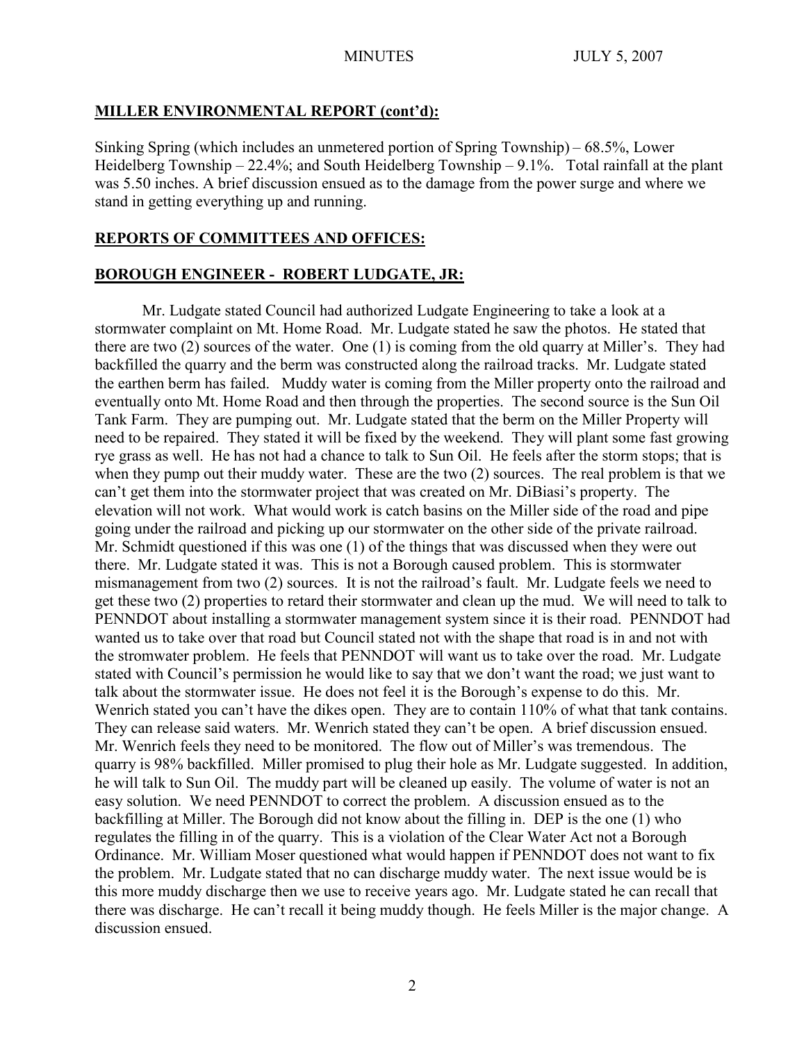## MILLER ENVIRONMENTAL REPORT (cont'd):

Sinking Spring (which includes an unmetered portion of Spring Township) – 68.5%, Lower Heidelberg Township – 22.4%; and South Heidelberg Township – 9.1%. Total rainfall at the plant was 5.50 inches. A brief discussion ensued as to the damage from the power surge and where we stand in getting everything up and running.

## REPORTS OF COMMITTEES AND OFFICES:

## BOROUGH ENGINEER - ROBERT LUDGATE, JR:

Mr. Ludgate stated Council had authorized Ludgate Engineering to take a look at a stormwater complaint on Mt. Home Road. Mr. Ludgate stated he saw the photos. He stated that there are two (2) sources of the water. One (1) is coming from the old quarry at Miller's. They had backfilled the quarry and the berm was constructed along the railroad tracks. Mr. Ludgate stated the earthen berm has failed. Muddy water is coming from the Miller property onto the railroad and eventually onto Mt. Home Road and then through the properties. The second source is the Sun Oil Tank Farm. They are pumping out. Mr. Ludgate stated that the berm on the Miller Property will need to be repaired. They stated it will be fixed by the weekend. They will plant some fast growing rye grass as well. He has not had a chance to talk to Sun Oil. He feels after the storm stops; that is when they pump out their muddy water. These are the two (2) sources. The real problem is that we can't get them into the stormwater project that was created on Mr. DiBiasi's property. The elevation will not work. What would work is catch basins on the Miller side of the road and pipe going under the railroad and picking up our stormwater on the other side of the private railroad. Mr. Schmidt questioned if this was one (1) of the things that was discussed when they were out there. Mr. Ludgate stated it was. This is not a Borough caused problem. This is stormwater mismanagement from two (2) sources. It is not the railroad's fault. Mr. Ludgate feels we need to get these two (2) properties to retard their stormwater and clean up the mud. We will need to talk to PENNDOT about installing a stormwater management system since it is their road. PENNDOT had wanted us to take over that road but Council stated not with the shape that road is in and not with the stromwater problem. He feels that PENNDOT will want us to take over the road. Mr. Ludgate stated with Council's permission he would like to say that we don't want the road; we just want to talk about the stormwater issue. He does not feel it is the Borough's expense to do this. Mr. Wenrich stated you can't have the dikes open. They are to contain 110% of what that tank contains. They can release said waters. Mr. Wenrich stated they can't be open. A brief discussion ensued. Mr. Wenrich feels they need to be monitored. The flow out of Miller's was tremendous. The quarry is 98% backfilled. Miller promised to plug their hole as Mr. Ludgate suggested. In addition, he will talk to Sun Oil. The muddy part will be cleaned up easily. The volume of water is not an easy solution. We need PENNDOT to correct the problem. A discussion ensued as to the backfilling at Miller. The Borough did not know about the filling in. DEP is the one (1) who regulates the filling in of the quarry. This is a violation of the Clear Water Act not a Borough Ordinance. Mr. William Moser questioned what would happen if PENNDOT does not want to fix the problem. Mr. Ludgate stated that no can discharge muddy water. The next issue would be is this more muddy discharge then we use to receive years ago. Mr. Ludgate stated he can recall that there was discharge. He can't recall it being muddy though. He feels Miller is the major change. A discussion ensued.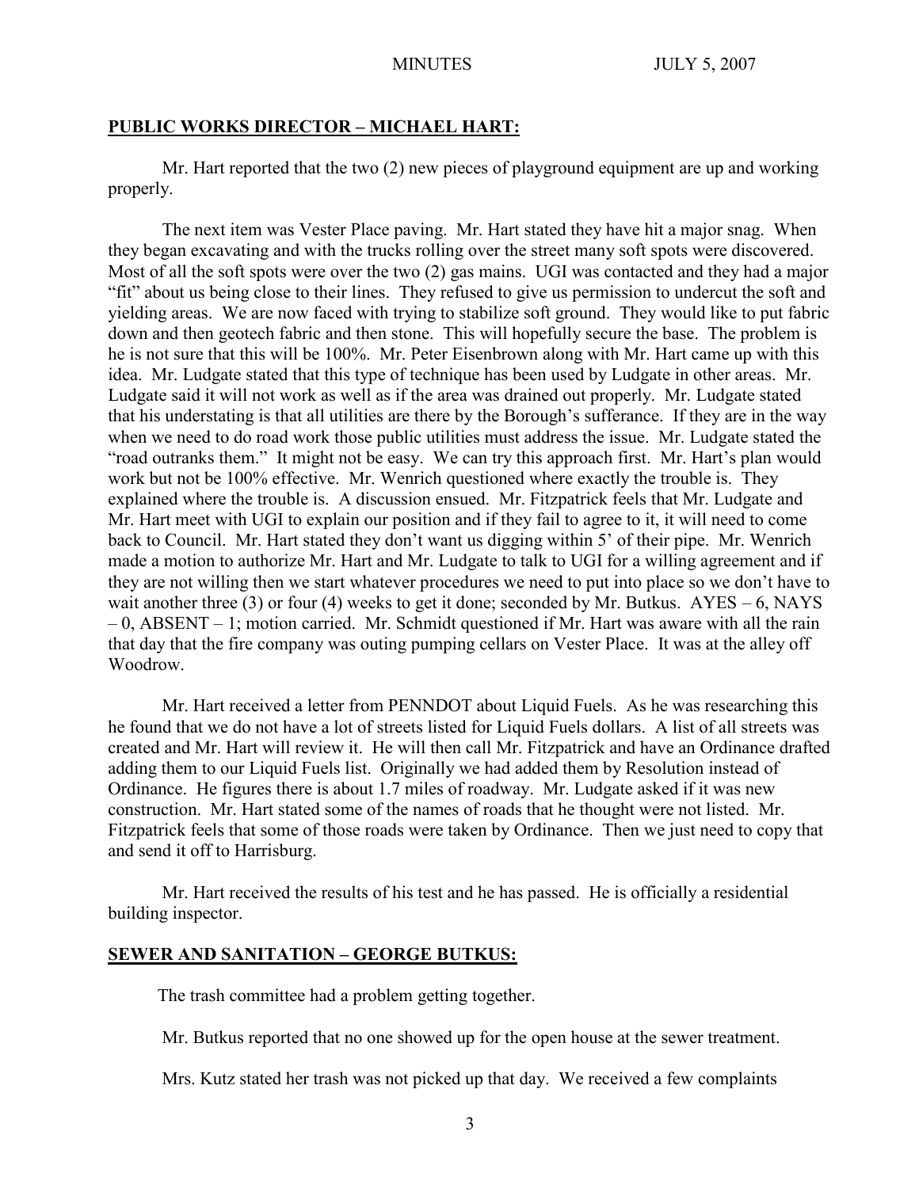## PUBLIC WORKS DIRECTOR – MICHAEL HART:

Mr. Hart reported that the two (2) new pieces of playground equipment are up and working properly.

The next item was Vester Place paving. Mr. Hart stated they have hit a major snag. When they began excavating and with the trucks rolling over the street many soft spots were discovered. Most of all the soft spots were over the two (2) gas mains. UGI was contacted and they had a major "fit" about us being close to their lines. They refused to give us permission to undercut the soft and yielding areas. We are now faced with trying to stabilize soft ground. They would like to put fabric down and then geotech fabric and then stone. This will hopefully secure the base. The problem is he is not sure that this will be 100%. Mr. Peter Eisenbrown along with Mr. Hart came up with this idea. Mr. Ludgate stated that this type of technique has been used by Ludgate in other areas. Mr. Ludgate said it will not work as well as if the area was drained out properly. Mr. Ludgate stated that his understating is that all utilities are there by the Borough's sufferance. If they are in the way when we need to do road work those public utilities must address the issue. Mr. Ludgate stated the "road outranks them." It might not be easy. We can try this approach first. Mr. Hart's plan would work but not be 100% effective. Mr. Wenrich questioned where exactly the trouble is. They explained where the trouble is. A discussion ensued. Mr. Fitzpatrick feels that Mr. Ludgate and Mr. Hart meet with UGI to explain our position and if they fail to agree to it, it will need to come back to Council. Mr. Hart stated they don't want us digging within 5' of their pipe. Mr. Wenrich made a motion to authorize Mr. Hart and Mr. Ludgate to talk to UGI for a willing agreement and if they are not willing then we start whatever procedures we need to put into place so we don't have to wait another three (3) or four (4) weeks to get it done; seconded by Mr. Butkus. AYES – 6, NAYS – 0, ABSENT – 1; motion carried. Mr. Schmidt questioned if Mr. Hart was aware with all the rain that day that the fire company was outing pumping cellars on Vester Place. It was at the alley off Woodrow.

Mr. Hart received a letter from PENNDOT about Liquid Fuels. As he was researching this he found that we do not have a lot of streets listed for Liquid Fuels dollars. A list of all streets was created and Mr. Hart will review it. He will then call Mr. Fitzpatrick and have an Ordinance drafted adding them to our Liquid Fuels list. Originally we had added them by Resolution instead of Ordinance. He figures there is about 1.7 miles of roadway. Mr. Ludgate asked if it was new construction. Mr. Hart stated some of the names of roads that he thought were not listed. Mr. Fitzpatrick feels that some of those roads were taken by Ordinance. Then we just need to copy that and send it off to Harrisburg.

Mr. Hart received the results of his test and he has passed. He is officially a residential building inspector.

## SEWER AND SANITATION – GEORGE BUTKUS:

The trash committee had a problem getting together.

Mr. Butkus reported that no one showed up for the open house at the sewer treatment.

Mrs. Kutz stated her trash was not picked up that day. We received a few complaints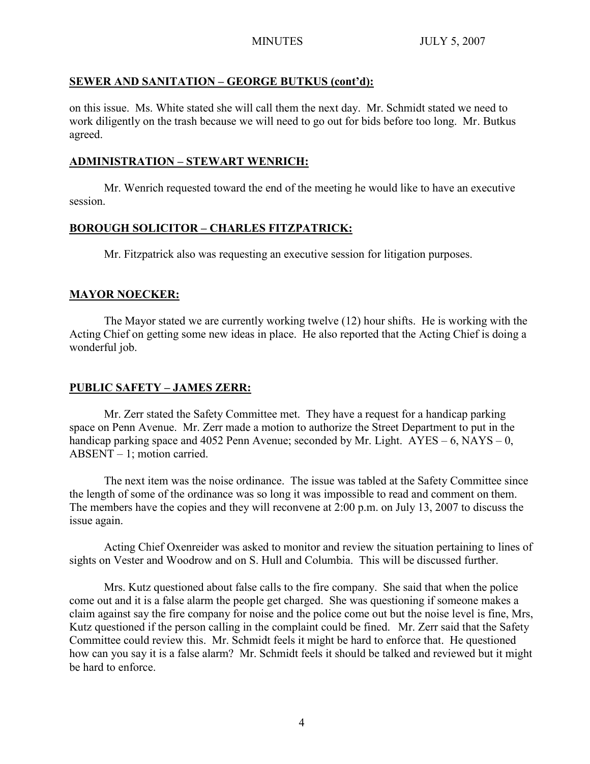## SEWER AND SANITATION – GEORGE BUTKUS (cont'd):

on this issue. Ms. White stated she will call them the next day. Mr. Schmidt stated we need to work diligently on the trash because we will need to go out for bids before too long. Mr. Butkus agreed.

## ADMINISTRATION – STEWART WENRICH:

Mr. Wenrich requested toward the end of the meeting he would like to have an executive session.

## BOROUGH SOLICITOR – CHARLES FITZPATRICK:

Mr. Fitzpatrick also was requesting an executive session for litigation purposes.

## MAYOR NOECKER:

The Mayor stated we are currently working twelve (12) hour shifts. He is working with the Acting Chief on getting some new ideas in place. He also reported that the Acting Chief is doing a wonderful job.

## PUBLIC SAFETY – JAMES ZERR:

Mr. Zerr stated the Safety Committee met. They have a request for a handicap parking space on Penn Avenue. Mr. Zerr made a motion to authorize the Street Department to put in the handicap parking space and 4052 Penn Avenue; seconded by Mr. Light. AYES – 6, NAYS – 0, ABSENT – 1; motion carried.

The next item was the noise ordinance. The issue was tabled at the Safety Committee since the length of some of the ordinance was so long it was impossible to read and comment on them. The members have the copies and they will reconvene at 2:00 p.m. on July 13, 2007 to discuss the issue again.

Acting Chief Oxenreider was asked to monitor and review the situation pertaining to lines of sights on Vester and Woodrow and on S. Hull and Columbia. This will be discussed further.

Mrs. Kutz questioned about false calls to the fire company. She said that when the police come out and it is a false alarm the people get charged. She was questioning if someone makes a claim against say the fire company for noise and the police come out but the noise level is fine, Mrs, Kutz questioned if the person calling in the complaint could be fined. Mr. Zerr said that the Safety Committee could review this. Mr. Schmidt feels it might be hard to enforce that. He questioned how can you say it is a false alarm? Mr. Schmidt feels it should be talked and reviewed but it might be hard to enforce.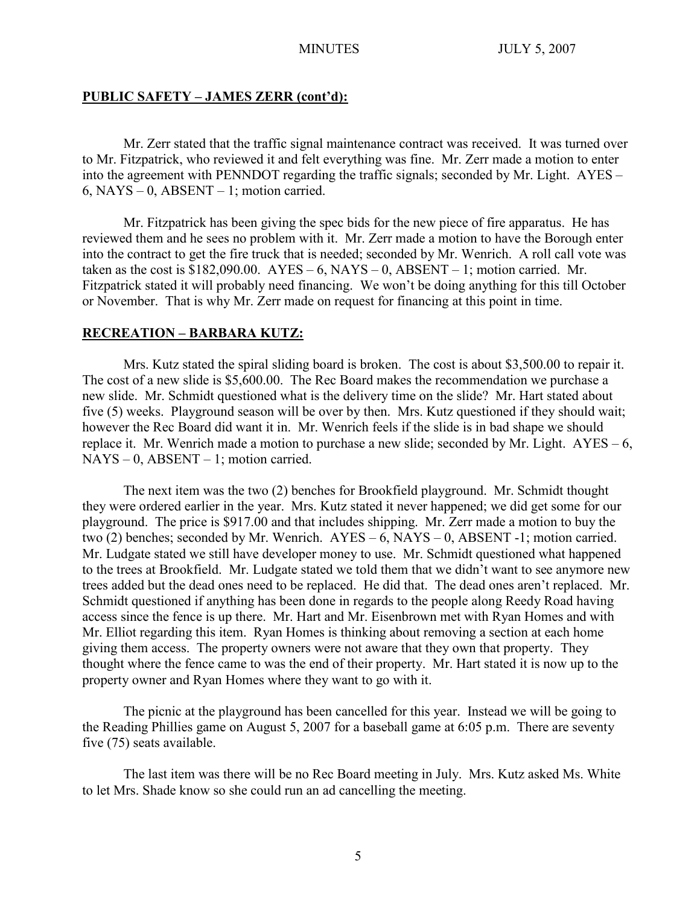## PUBLIC SAFETY – JAMES ZERR (cont'd):

Mr. Zerr stated that the traffic signal maintenance contract was received. It was turned over to Mr. Fitzpatrick, who reviewed it and felt everything was fine. Mr. Zerr made a motion to enter into the agreement with PENNDOT regarding the traffic signals; seconded by Mr. Light. AYES – 6, NAYS – 0, ABSENT – 1; motion carried.

Mr. Fitzpatrick has been giving the spec bids for the new piece of fire apparatus. He has reviewed them and he sees no problem with it. Mr. Zerr made a motion to have the Borough enter into the contract to get the fire truck that is needed; seconded by Mr. Wenrich. A roll call vote was taken as the cost is $182,090.00. AYES – 6, NAYS – 0, ABSENT – 1; motion carried. Mr. Fitzpatrick stated it will probably need financing. We won't be doing anything for this till October or November. That is why Mr. Zerr made on request for financing at this point in time.

## RECREATION – BARBARA KUTZ:

Mrs. Kutz stated the spiral sliding board is broken. The cost is about $3,500.00 to repair it. The cost of a new slide is $5,600.00. The Rec Board makes the recommendation we purchase a new slide. Mr. Schmidt questioned what is the delivery time on the slide? Mr. Hart stated about five (5) weeks. Playground season will be over by then. Mrs. Kutz questioned if they should wait; however the Rec Board did want it in. Mr. Wenrich feels if the slide is in bad shape we should replace it. Mr. Wenrich made a motion to purchase a new slide; seconded by Mr. Light. AYES – 6, NAYS – 0, ABSENT – 1; motion carried.

The next item was the two (2) benches for Brookfield playground. Mr. Schmidt thought they were ordered earlier in the year. Mrs. Kutz stated it never happened; we did get some for our playground. The price is $917.00 and that includes shipping. Mr. Zerr made a motion to buy the two (2) benches; seconded by Mr. Wenrich. AYES – 6, NAYS – 0, ABSENT -1; motion carried. Mr. Ludgate stated we still have developer money to use. Mr. Schmidt questioned what happened to the trees at Brookfield. Mr. Ludgate stated we told them that we didn't want to see anymore new trees added but the dead ones need to be replaced. He did that. The dead ones aren't replaced. Mr. Schmidt questioned if anything has been done in regards to the people along Reedy Road having access since the fence is up there. Mr. Hart and Mr. Eisenbrown met with Ryan Homes and with Mr. Elliot regarding this item. Ryan Homes is thinking about removing a section at each home giving them access. The property owners were not aware that they own that property. They thought where the fence came to was the end of their property. Mr. Hart stated it is now up to the property owner and Ryan Homes where they want to go with it.

The picnic at the playground has been cancelled for this year. Instead we will be going to the Reading Phillies game on August 5, 2007 for a baseball game at 6:05 p.m. There are seventy five (75) seats available.

The last item was there will be no Rec Board meeting in July. Mrs. Kutz asked Ms. White to let Mrs. Shade know so she could run an ad cancelling the meeting.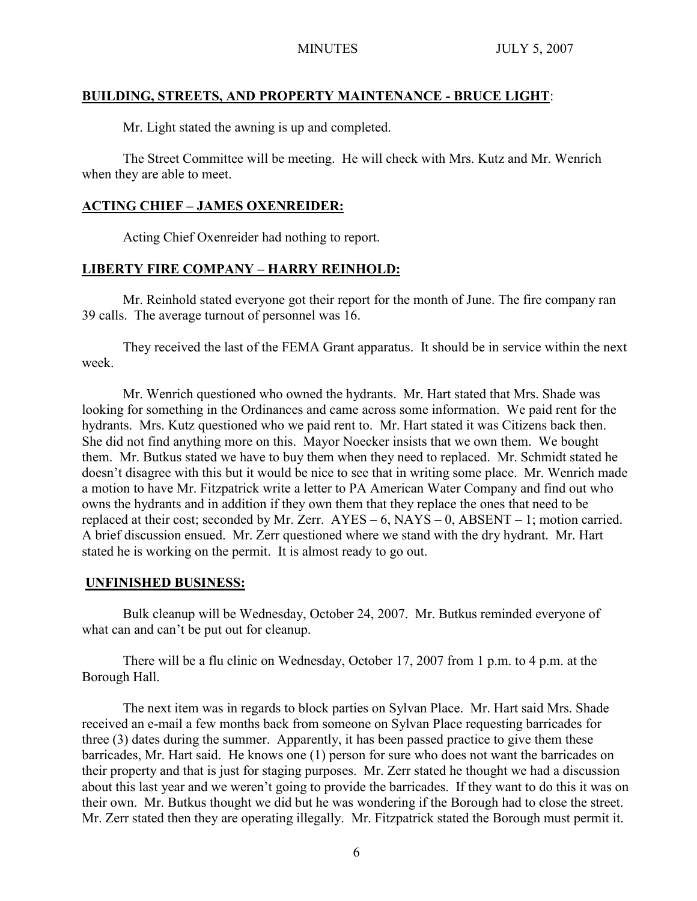## BUILDING, STREETS, AND PROPERTY MAINTENANCE - BRUCE LIGHT:

Mr. Light stated the awning is up and completed.

The Street Committee will be meeting. He will check with Mrs. Kutz and Mr. Wenrich when they are able to meet.

## ACTING CHIEF – JAMES OXENREIDER:

Acting Chief Oxenreider had nothing to report.

## LIBERTY FIRE COMPANY – HARRY REINHOLD:

Mr. Reinhold stated everyone got their report for the month of June. The fire company ran 39 calls. The average turnout of personnel was 16.

They received the last of the FEMA Grant apparatus. It should be in service within the next week.

Mr. Wenrich questioned who owned the hydrants. Mr. Hart stated that Mrs. Shade was looking for something in the Ordinances and came across some information. We paid rent for the hydrants. Mrs. Kutz questioned who we paid rent to. Mr. Hart stated it was Citizens back then. She did not find anything more on this. Mayor Noecker insists that we own them. We bought them. Mr. Butkus stated we have to buy them when they need to replaced. Mr. Schmidt stated he doesn't disagree with this but it would be nice to see that in writing some place. Mr. Wenrich made a motion to have Mr. Fitzpatrick write a letter to PA American Water Company and find out who owns the hydrants and in addition if they own them that they replace the ones that need to be replaced at their cost; seconded by Mr. Zerr. AYES – 6, NAYS – 0, ABSENT – 1; motion carried. A brief discussion ensued. Mr. Zerr questioned where we stand with the dry hydrant. Mr. Hart stated he is working on the permit. It is almost ready to go out.

## UNFINISHED BUSINESS:

Bulk cleanup will be Wednesday, October 24, 2007. Mr. Butkus reminded everyone of what can and can't be put out for cleanup.

There will be a flu clinic on Wednesday, October 17, 2007 from 1 p.m. to 4 p.m. at the Borough Hall.

The next item was in regards to block parties on Sylvan Place. Mr. Hart said Mrs. Shade received an e-mail a few months back from someone on Sylvan Place requesting barricades for three (3) dates during the summer. Apparently, it has been passed practice to give them these barricades, Mr. Hart said. He knows one (1) person for sure who does not want the barricades on their property and that is just for staging purposes. Mr. Zerr stated he thought we had a discussion about this last year and we weren't going to provide the barricades. If they want to do this it was on their own. Mr. Butkus thought we did but he was wondering if the Borough had to close the street. Mr. Zerr stated then they are operating illegally. Mr. Fitzpatrick stated the Borough must permit it.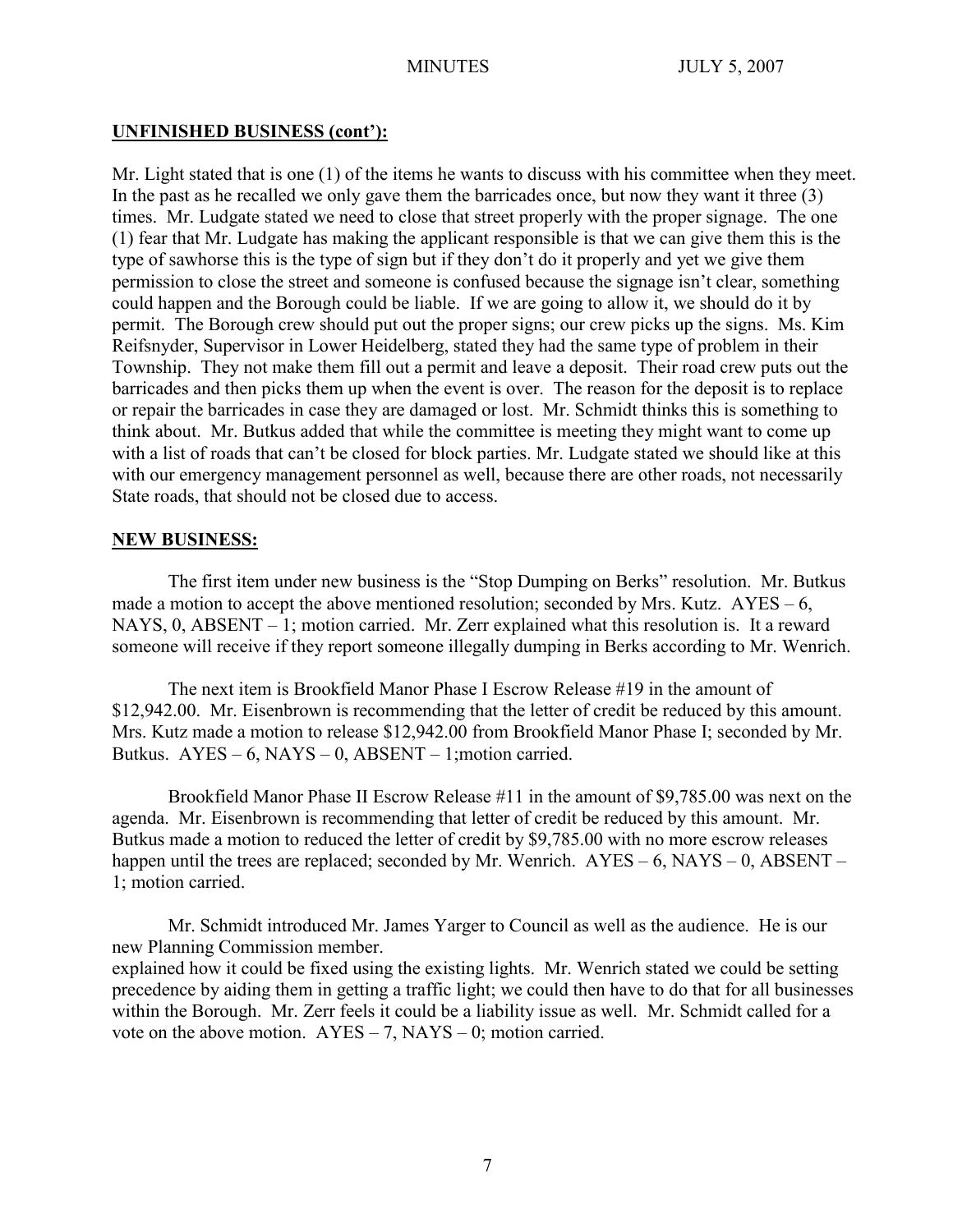## UNFINISHED BUSINESS (cont'):

Mr. Light stated that is one (1) of the items he wants to discuss with his committee when they meet. In the past as he recalled we only gave them the barricades once, but now they want it three (3) times. Mr. Ludgate stated we need to close that street properly with the proper signage. The one (1) fear that Mr. Ludgate has making the applicant responsible is that we can give them this is the type of sawhorse this is the type of sign but if they don't do it properly and yet we give them permission to close the street and someone is confused because the signage isn't clear, something could happen and the Borough could be liable. If we are going to allow it, we should do it by permit. The Borough crew should put out the proper signs; our crew picks up the signs. Ms. Kim Reifsnyder, Supervisor in Lower Heidelberg, stated they had the same type of problem in their Township. They not make them fill out a permit and leave a deposit. Their road crew puts out the barricades and then picks them up when the event is over. The reason for the deposit is to replace or repair the barricades in case they are damaged or lost. Mr. Schmidt thinks this is something to think about. Mr. Butkus added that while the committee is meeting they might want to come up with a list of roads that can't be closed for block parties. Mr. Ludgate stated we should like at this with our emergency management personnel as well, because there are other roads, not necessarily State roads, that should not be closed due to access.

## NEW BUSINESS:

The first item under new business is the "Stop Dumping on Berks" resolution. Mr. Butkus made a motion to accept the above mentioned resolution; seconded by Mrs. Kutz. AYES – 6, NAYS, 0, ABSENT – 1; motion carried. Mr. Zerr explained what this resolution is. It a reward someone will receive if they report someone illegally dumping in Berks according to Mr. Wenrich.

The next item is Brookfield Manor Phase I Escrow Release #19 in the amount of $12,942.00. Mr. Eisenbrown is recommending that the letter of credit be reduced by this amount. Mrs. Kutz made a motion to release $12,942.00 from Brookfield Manor Phase I; seconded by Mr. Butkus. AYES – 6, NAYS – 0, ABSENT – 1;motion carried.

Brookfield Manor Phase II Escrow Release #11 in the amount of $9,785.00 was next on the agenda. Mr. Eisenbrown is recommending that letter of credit be reduced by this amount. Mr. Butkus made a motion to reduced the letter of credit by $9,785.00 with no more escrow releases happen until the trees are replaced; seconded by Mr. Wenrich. AYES – 6, NAYS – 0, ABSENT – 1; motion carried.

Mr. Schmidt introduced Mr. James Yarger to Council as well as the audience. He is our new Planning Commission member.
explained how it could be fixed using the existing lights. Mr. Wenrich stated we could be setting precedence by aiding them in getting a traffic light; we could then have to do that for all businesses within the Borough. Mr. Zerr feels it could be a liability issue as well. Mr. Schmidt called for a vote on the above motion. AYES – 7, NAYS – 0; motion carried.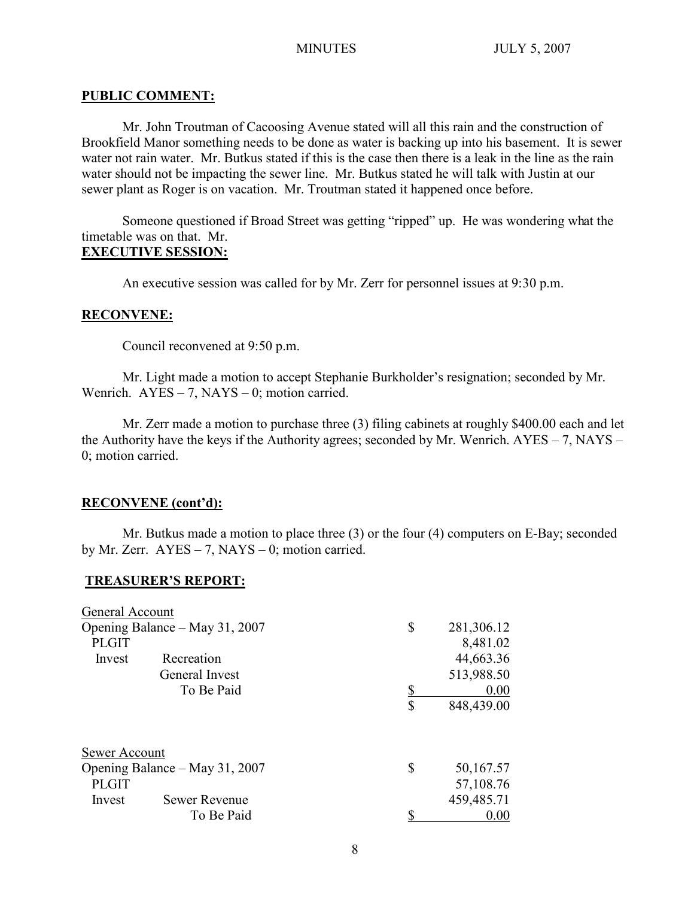**PUBLIC COMMENT:**

Mr. John Troutman of Cacoosing Avenue stated will all this rain and the construction of Brookfield Manor something needs to be done as water is backing up into his basement. It is sewer water not rain water. Mr. Butkus stated if this is the case then there is a leak in the line as the rain water should not be impacting the sewer line. Mr. Butkus stated he will talk with Justin at our sewer plant as Roger is on vacation. Mr. Troutman stated it happened once before.

Someone questioned if Broad Street was getting "ripped" up. He was wondering what the timetable was on that. Mr.

**EXECUTIVE SESSION:**

An executive session was called for by Mr. Zerr for personnel issues at 9:30 p.m.

**RECONVENE:**

Council reconvened at 9:50 p.m.

Mr. Light made a motion to accept Stephanie Burkholder's resignation; seconded by Mr. Wenrich. AYES – 7, NAYS – 0; motion carried.

Mr. Zerr made a motion to purchase three (3) filing cabinets at roughly $400.00 each and let the Authority have the keys if the Authority agrees; seconded by Mr. Wenrich. AYES – 7, NAYS – 0; motion carried.

**RECONVENE (cont'd):**

Mr. Butkus made a motion to place three (3) or the four (4) computers on E-Bay; seconded by Mr. Zerr. AYES – 7, NAYS – 0; motion carried.

**TREASURER'S REPORT:**

| General Account | | | |
|---|---|---|---|
| Opening Balance – May 31, 2007 | | $ | 281,306.12 |
| PLGIT | | | 8,481.02 |
| Invest | Recreation | | 44,663.36 |
| | General Invest | | 513,988.50 |
| | To Be Paid | $ | 0.00 |
| | | $ | 848,439.00 |

| Sewer Account | | | |
|---|---|---|---|
| Opening Balance – May 31, 2007 | | $ | 50,167.57 |
| PLGIT | | | 57,108.76 |
| Invest | Sewer Revenue | | 459,485.71 |
| | To Be Paid | $ | 0.00 |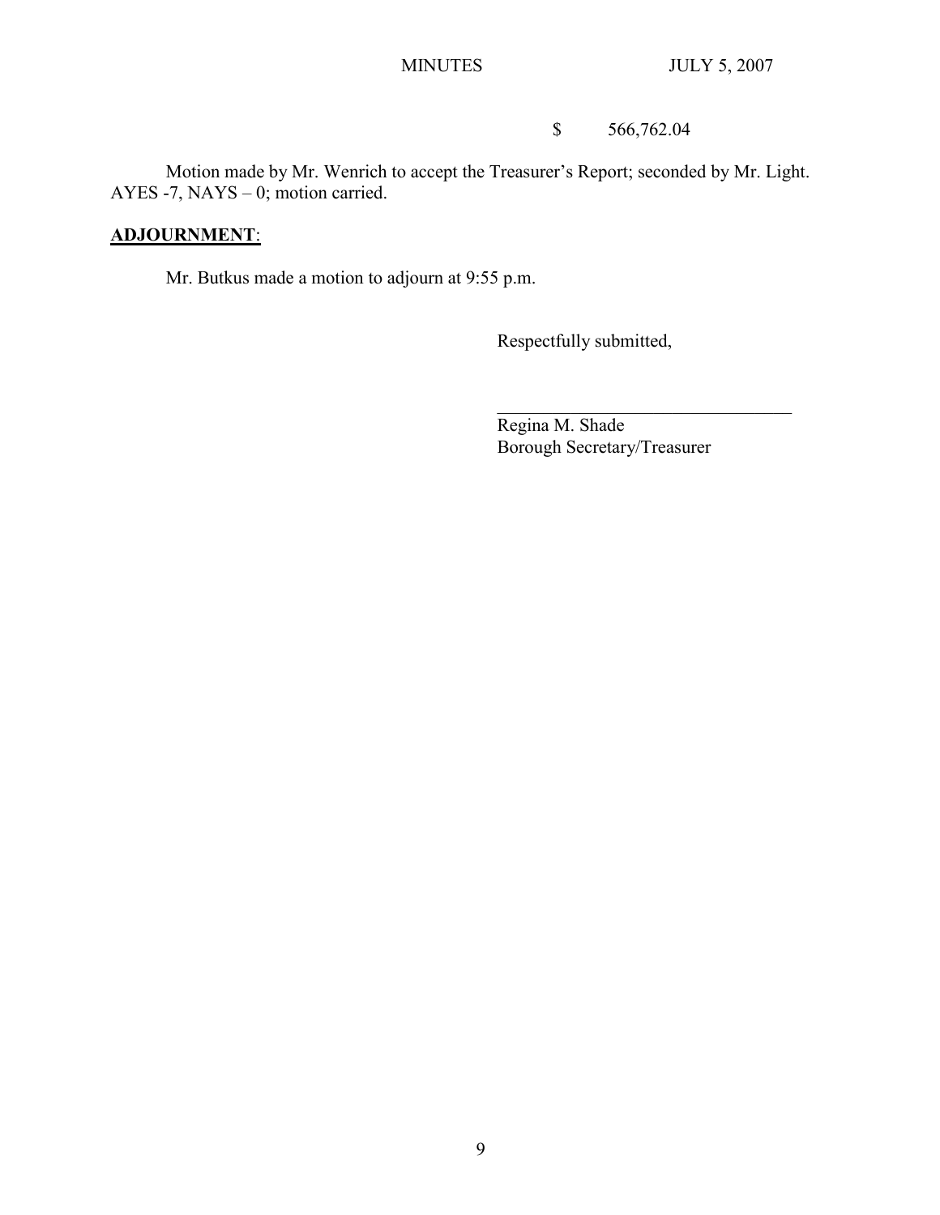$ 566,762.04

Motion made by Mr. Wenrich to accept the Treasurer's Report; seconded by Mr. Light. AYES -7, NAYS – 0; motion carried.

**ADJOURNMENT**:

Mr. Butkus made a motion to adjourn at 9:55 p.m.

Respectfully submitted,

\_\_\_\_\_\_\_\_\_\_\_\_\_\_\_\_\_\_\_\_\_\_\_\_\_\_\_\_\_\_\_\_

Regina M. Shade
Borough Secretary/Treasurer